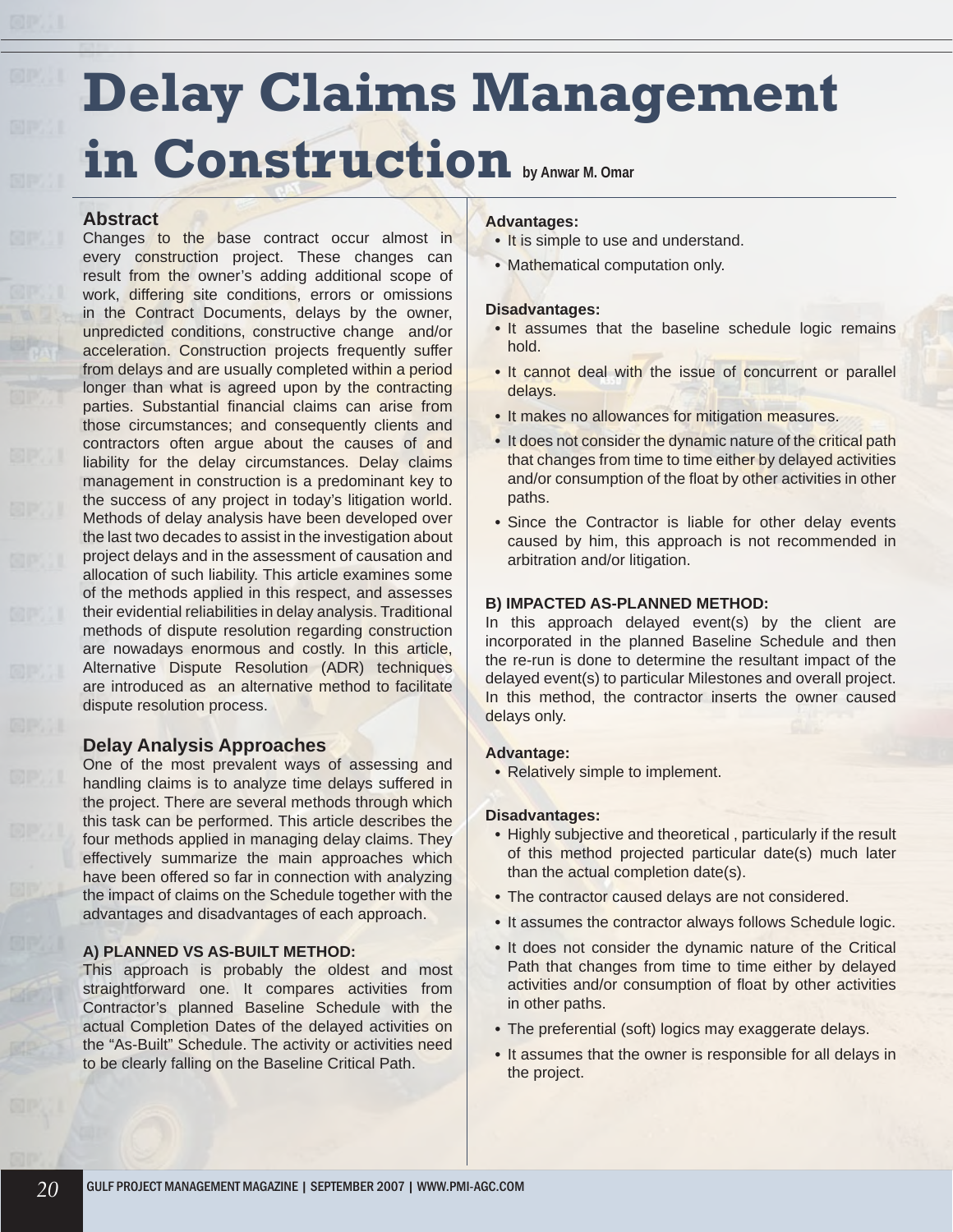# Delay Claims Management in Construction

by Anwar M. Omar

## Abstract

Changes to the base contract occur almost in every construction project. These changes can result from the owner's adding additional scope of work, differing site conditions, errors or omissions in the Contract Documents, delays by the owner, unpredicted conditions, constructive change and/or acceleration. Construction projects frequently suffer from delays and are usually completed within a period longer than what is agreed upon by the contracting parties. Substantial financial claims can arise from those circumstances; and consequently clients and contractors often argue about the causes of and liability for the delay circumstances. Delay claims management in construction is a predominant key to the success of any project in today's litigation world. Methods of delay analysis have been developed over the last two decades to assist in the investigation about project delays and in the assessment of causation and allocation of such liability. This article examines some of the methods applied in this respect, and assesses their evidential reliabilities in delay analysis. Traditional methods of dispute resolution regarding construction are nowadays enormous and costly. In this article, Alternative Dispute Resolution (ADR) techniques are introduced as an alternative method to facilitate dispute resolution process.

## Delay Analysis Approaches

One of the most prevalent ways of assessing and handling claims is to analyze time delays suffered in the project. There are several methods through which this task can be performed. This article describes the four methods applied in managing delay claims. They effectively summarize the main approaches which have been offered so far in connection with analyzing the impact of claims on the Schedule together with the advantages and disadvantages of each approach.

### A) PLANNED VS AS-BUILT METHOD:

This approach is probably the oldest and most straightforward one. It compares activities from Contractor's planned Baseline Schedule with the actual Completion Dates of the delayed activities on the "As-Built" Schedule. The activity or activities need to be clearly falling on the Baseline Critical Path.

**Advantages:**

- It is simple to use and understand.
- Mathematical computation only.

**Disadvantages:**

- It assumes that the baseline schedule logic remains hold.
- It cannot deal with the issue of concurrent or parallel delays.
- It makes no allowances for mitigation measures.
- It does not consider the dynamic nature of the critical path that changes from time to time either by delayed activities and/or consumption of the float by other activities in other paths.
- Since the Contractor is liable for other delay events caused by him, this approach is not recommended in arbitration and/or litigation.

### B) IMPACTED AS-PLANNED METHOD:

In this approach delayed event(s) by the client are incorporated in the planned Baseline Schedule and then the re-run is done to determine the resultant impact of the delayed event(s) to particular Milestones and overall project. In this method, the contractor inserts the owner caused delays only.

**Advantage:**

- Relatively simple to implement.

**Disadvantages:**

- Highly subjective and theoretical , particularly if the result of this method projected particular date(s) much later than the actual completion date(s).
- The contractor caused delays are not considered.
- It assumes the contractor always follows Schedule logic.
- It does not consider the dynamic nature of the Critical Path that changes from time to time either by delayed activities and/or consumption of float by other activities in other paths.
- The preferential (soft) logics may exaggerate delays.
- It assumes that the owner is responsible for all delays in the project.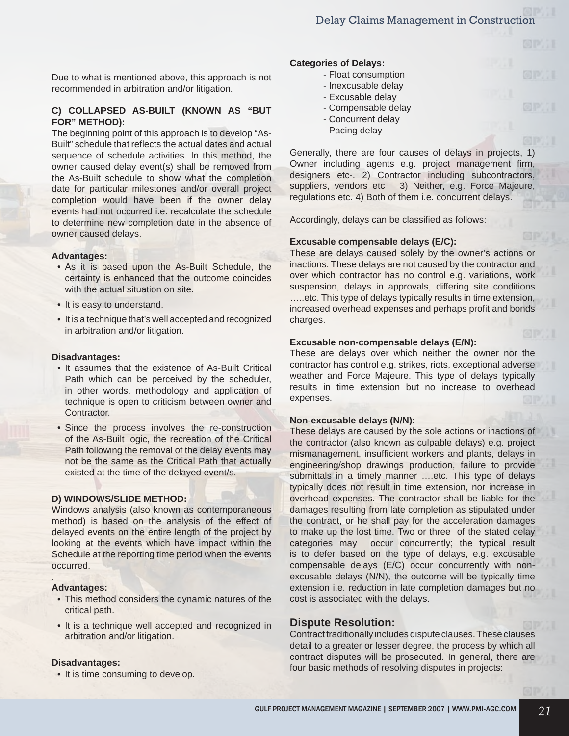Due to what is mentioned above, this approach is not recommended in arbitration and/or litigation.

**C) COLLAPSED AS-BUILT (KNOWN AS "BUT FOR" METHOD):**

The beginning point of this approach is to develop "As-Built" schedule that reflects the actual dates and actual sequence of schedule activities. In this method, the owner caused delay event(s) shall be removed from the As-Built schedule to show what the completion date for particular milestones and/or overall project completion would have been if the owner delay events had not occurred i.e. recalculate the schedule to determine new completion date in the absence of owner caused delays.

**Advantages:**

- As it is based upon the As-Built Schedule, the certainty is enhanced that the outcome coincides with the actual situation on site.
- It is easy to understand.
- It is a technique that's well accepted and recognized in arbitration and/or litigation.

**Disadvantages:**

- It assumes that the existence of As-Built Critical Path which can be perceived by the scheduler, in other words, methodology and application of technique is open to criticism between owner and Contractor.
- Since the process involves the re-construction of the As-Built logic, the recreation of the Critical Path following the removal of the delay events may not be the same as the Critical Path that actually existed at the time of the delayed event/s.

**D) WINDOWS/SLIDE METHOD:**

Windows analysis (also known as contemporaneous method) is based on the analysis of the effect of delayed events on the entire length of the project by looking at the events which have impact within the Schedule at the reporting time period when the events occurred.

**Advantages:**

- This method considers the dynamic natures of the critical path.
- It is a technique well accepted and recognized in arbitration and/or litigation.

**Disadvantages:**

- It is time consuming to develop.

**Categories of Delays:**

- Float consumption
- Inexcusable delay
- Excusable delay
- Compensable delay
- Concurrent delay
- Pacing delay

Generally, there are four causes of delays in projects, 1) Owner including agents e.g. project management firm, designers etc-. 2) Contractor including subcontractors, suppliers, vendors etc 3) Neither, e.g. Force Majeure, regulations etc. 4) Both of them i.e. concurrent delays.

Accordingly, delays can be classified as follows:

**Excusable compensable delays (E/C):**

These are delays caused solely by the owner's actions or inactions. These delays are not caused by the contractor and over which contractor has no control e.g. variations, work suspension, delays in approvals, differing site conditions …..etc. This type of delays typically results in time extension, increased overhead expenses and perhaps profit and bonds charges.

**Excusable non-compensable delays (E/N):**

These are delays over which neither the owner nor the contractor has control e.g. strikes, riots, exceptional adverse weather and Force Majeure. This type of delays typically results in time extension but no increase to overhead expenses.

**Non-excusable delays (N/N):**

These delays are caused by the sole actions or inactions of the contractor (also known as culpable delays) e.g. project mismanagement, insufficient workers and plants, delays in engineering/shop drawings production, failure to provide submittals in a timely manner ….etc. This type of delays typically does not result in time extension, nor increase in overhead expenses. The contractor shall be liable for the damages resulting from late completion as stipulated under the contract, or he shall pay for the acceleration damages to make up the lost time. Two or three of the stated delay categories may occur concurrently; the typical result is to defer based on the type of delays, e.g. excusable compensable delays (E/C) occur concurrently with non-excusable delays (N/N), the outcome will be typically time extension i.e. reduction in late completion damages but no cost is associated with the delays.

## Dispute Resolution:

Contract traditionally includes dispute clauses. These clauses detail to a greater or lesser degree, the process by which all contract disputes will be prosecuted. In general, there are four basic methods of resolving disputes in projects: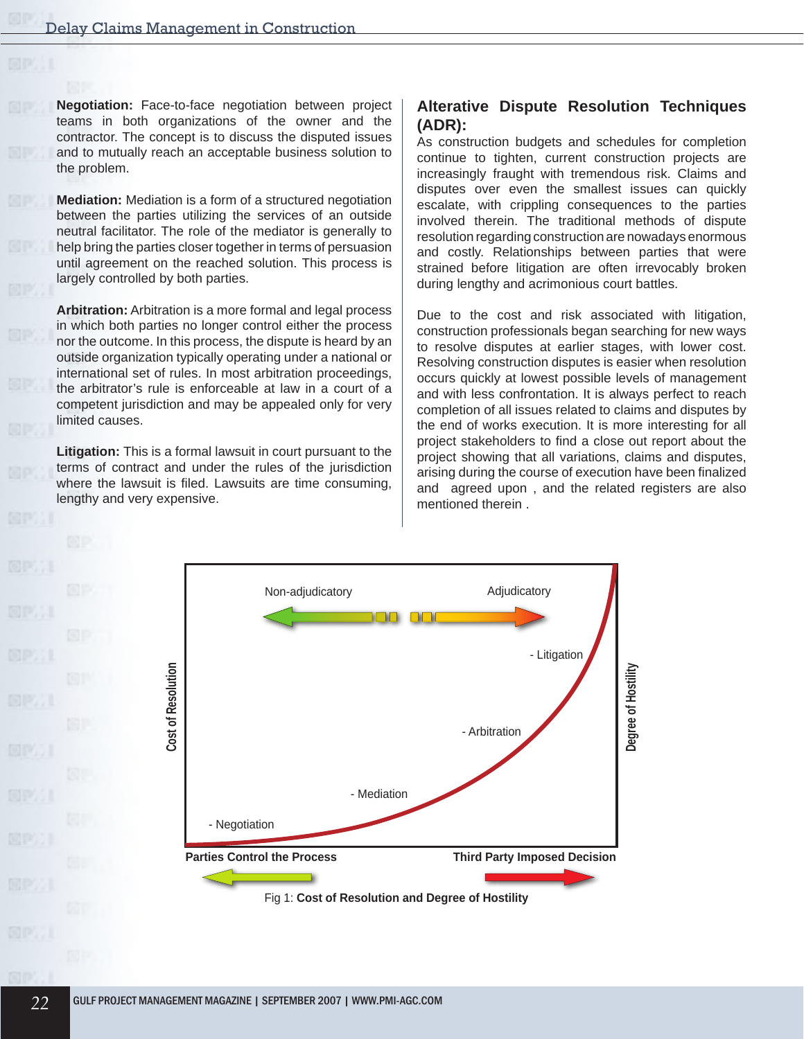**Negotiation:** Face-to-face negotiation between project teams in both organizations of the owner and the contractor. The concept is to discuss the disputed issues and to mutually reach an acceptable business solution to the problem.

**Mediation:** Mediation is a form of a structured negotiation between the parties utilizing the services of an outside neutral facilitator. The role of the mediator is generally to help bring the parties closer together in terms of persuasion until agreement on the reached solution. This process is largely controlled by both parties.

**Arbitration:** Arbitration is a more formal and legal process in which both parties no longer control either the process nor the outcome. In this process, the dispute is heard by an outside organization typically operating under a national or international set of rules. In most arbitration proceedings, the arbitrator's rule is enforceable at law in a court of a competent jurisdiction and may be appealed only for very limited causes.

**Litigation:** This is a formal lawsuit in court pursuant to the terms of contract and under the rules of the jurisdiction where the lawsuit is filed. Lawsuits are time consuming, lengthy and very expensive.

## Alterative Dispute Resolution Techniques (ADR):

As construction budgets and schedules for completion continue to tighten, current construction projects are increasingly fraught with tremendous risk. Claims and disputes over even the smallest issues can quickly escalate, with crippling consequences to the parties involved therein. The traditional methods of dispute resolution regarding construction are nowadays enormous and costly. Relationships between parties that were strained before litigation are often irrevocably broken during lengthy and acrimonious court battles.

Due to the cost and risk associated with litigation, construction professionals began searching for new ways to resolve disputes at earlier stages, with lower cost. Resolving construction disputes is easier when resolution occurs quickly at lowest possible levels of management and with less confrontation. It is always perfect to reach completion of all issues related to claims and disputes by the end of works execution. It is more interesting for all project stakeholders to find a close out report about the project showing that all variations, claims and disputes, arising during the course of execution have been finalized and agreed upon , and the related registers are also mentioned therein .

Fig 1: **Cost of Resolution and Degree of Hostility**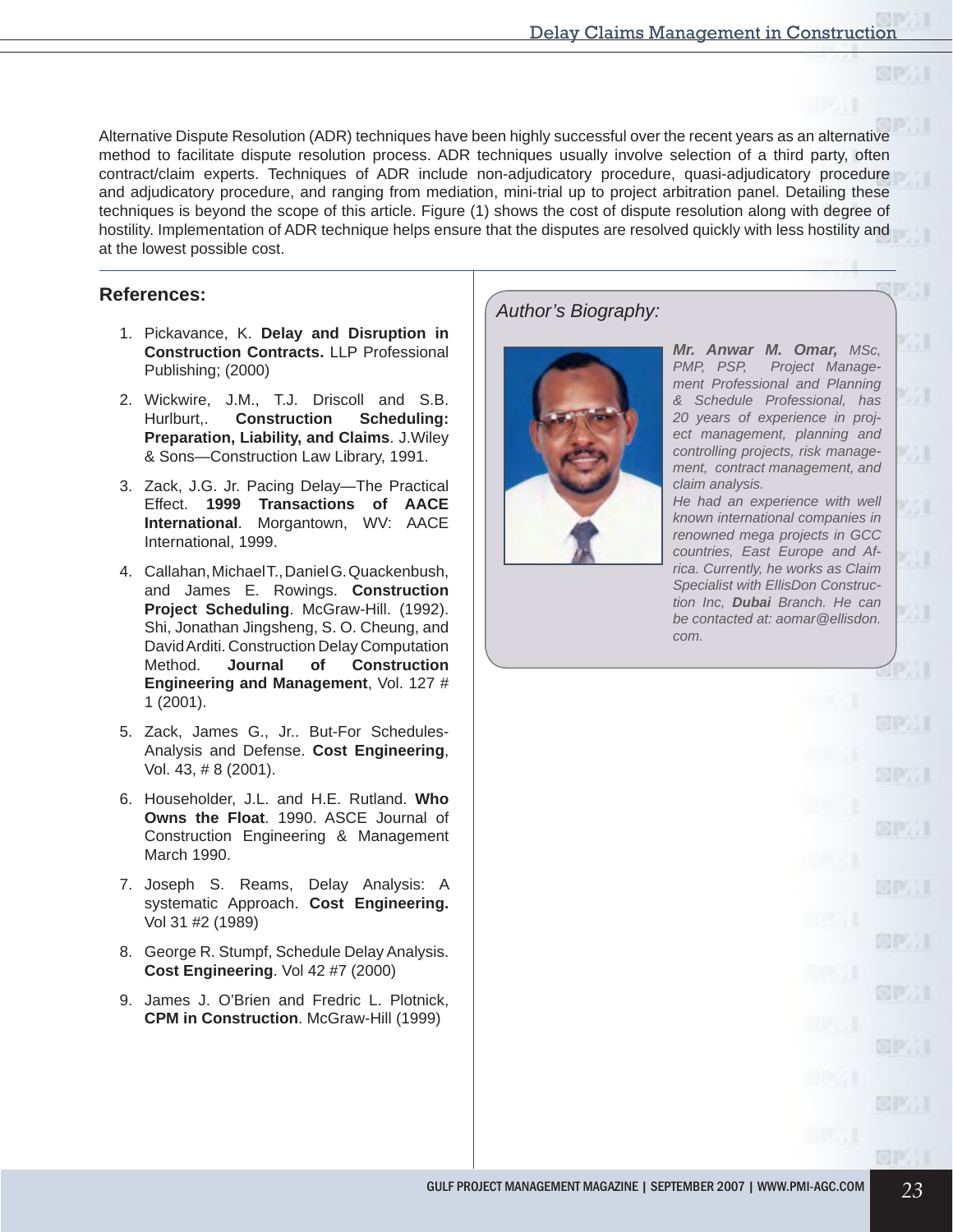Alternative Dispute Resolution (ADR) techniques have been highly successful over the recent years as an alternative method to facilitate dispute resolution process. ADR techniques usually involve selection of a third party, often contract/claim experts. Techniques of ADR include non-adjudicatory procedure, quasi-adjudicatory procedure and adjudicatory procedure, and ranging from mediation, mini-trial up to project arbitration panel. Detailing these techniques is beyond the scope of this article. Figure (1) shows the cost of dispute resolution along with degree of hostility. Implementation of ADR technique helps ensure that the disputes are resolved quickly with less hostility and at the lowest possible cost.

## References:

1. Pickavance, K. **Delay and Disruption in Construction Contracts.** LLP Professional Publishing; (2000)
2. Wickwire, J.M., T.J. Driscoll and S.B. Hurlburt,. **Construction Scheduling: Preparation, Liability, and Claims**. J.Wiley & Sons—Construction Law Library, 1991.
3. Zack, J.G. Jr. Pacing Delay—The Practical Effect. **1999 Transactions of AACE International**. Morgantown, WV: AACE International, 1999.
4. Callahan, Michael T., Daniel G. Quackenbush, and James E. Rowings. **Construction Project Scheduling**. McGraw-Hill. (1992). Shi, Jonathan Jingsheng, S. O. Cheung, and David Arditi. Construction Delay Computation Method. **Journal of Construction Engineering and Management**, Vol. 127 # 1 (2001).
5. Zack, James G., Jr.. But-For Schedules-Analysis and Defense. **Cost Engineering**, Vol. 43, # 8 (2001).
6. Householder, J.L. and H.E. Rutland. **Who Owns the Float**. 1990. ASCE Journal of Construction Engineering & Management March 1990.
7. Joseph S. Reams, Delay Analysis: A systematic Approach. **Cost Engineering.** Vol 31 #2 (1989)
8. George R. Stumpf, Schedule Delay Analysis. **Cost Engineering**. Vol 42 #7 (2000)
9. James J. O'Brien and Fredric L. Plotnick, **CPM in Construction**. McGraw-Hill (1999)

### *Author's Biography:*

***Mr. Anwar M. Omar,*** *MSc, PMP, PSP, Project Management Professional and Planning & Schedule Professional, has 20 years of experience in project management, planning and controlling projects, risk management, contract management, and claim analysis.*

*He had an experience with well known international companies in renowned mega projects in GCC countries, East Europe and Africa. Currently, he works as Claim Specialist with EllisDon Construction Inc,* ***Dubai*** *Branch. He can be contacted at: aomar@ellisdon.com.*